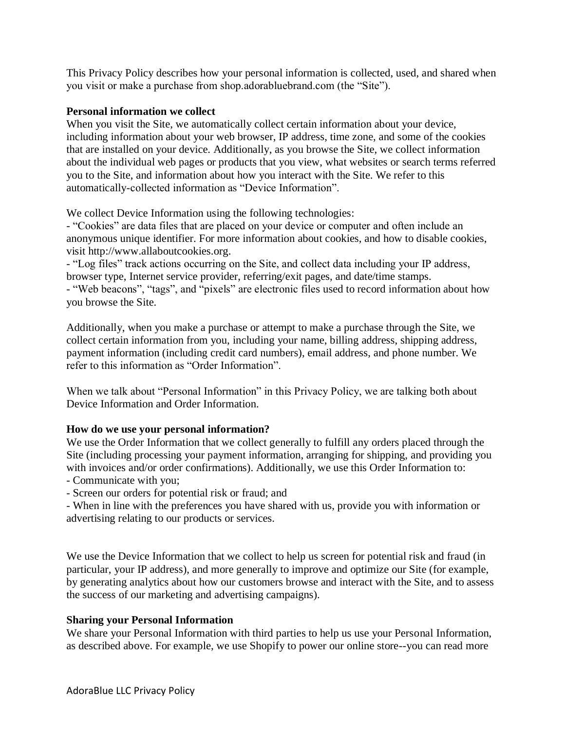This Privacy Policy describes how your personal information is collected, used, and shared when you visit or make a purchase from shop.adorabluebrand.com (the "Site").

**Personal information we collect**

When you visit the Site, we automatically collect certain information about your device, including information about your web browser, IP address, time zone, and some of the cookies that are installed on your device. Additionally, as you browse the Site, we collect information about the individual web pages or products that you view, what websites or search terms referred you to the Site, and information about how you interact with the Site. We refer to this automatically-collected information as "Device Information".

We collect Device Information using the following technologies:

- "Cookies" are data files that are placed on your device or computer and often include an anonymous unique identifier. For more information about cookies, and how to disable cookies, visit http://www.allaboutcookies.org.
- "Log files" track actions occurring on the Site, and collect data including your IP address, browser type, Internet service provider, referring/exit pages, and date/time stamps.
- "Web beacons", "tags", and "pixels" are electronic files used to record information about how you browse the Site.

Additionally, when you make a purchase or attempt to make a purchase through the Site, we collect certain information from you, including your name, billing address, shipping address, payment information (including credit card numbers), email address, and phone number. We refer to this information as "Order Information".

When we talk about "Personal Information" in this Privacy Policy, we are talking both about Device Information and Order Information.

**How do we use your personal information?**

We use the Order Information that we collect generally to fulfill any orders placed through the Site (including processing your payment information, arranging for shipping, and providing you with invoices and/or order confirmations). Additionally, we use this Order Information to:

- Communicate with you;
- Screen our orders for potential risk or fraud; and
- When in line with the preferences you have shared with us, provide you with information or advertising relating to our products or services.

We use the Device Information that we collect to help us screen for potential risk and fraud (in particular, your IP address), and more generally to improve and optimize our Site (for example, by generating analytics about how our customers browse and interact with the Site, and to assess the success of our marketing and advertising campaigns).

**Sharing your Personal Information**

We share your Personal Information with third parties to help us use your Personal Information, as described above. For example, we use Shopify to power our online store--you can read more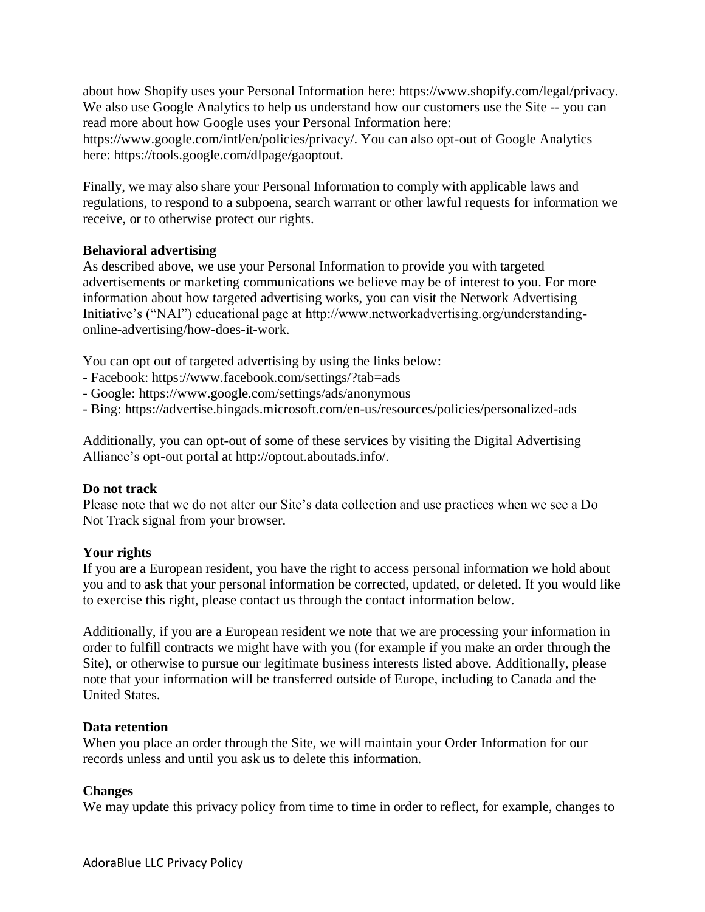about how Shopify uses your Personal Information here: https://www.shopify.com/legal/privacy. We also use Google Analytics to help us understand how our customers use the Site -- you can read more about how Google uses your Personal Information here: https://www.google.com/intl/en/policies/privacy/. You can also opt-out of Google Analytics here: https://tools.google.com/dlpage/gaoptout.

Finally, we may also share your Personal Information to comply with applicable laws and regulations, to respond to a subpoena, search warrant or other lawful requests for information we receive, or to otherwise protect our rights.

**Behavioral advertising**

As described above, we use your Personal Information to provide you with targeted advertisements or marketing communications we believe may be of interest to you. For more information about how targeted advertising works, you can visit the Network Advertising Initiative's ("NAI") educational page at http://www.networkadvertising.org/understanding-online-advertising/how-does-it-work.

You can opt out of targeted advertising by using the links below:

- Facebook: https://www.facebook.com/settings/?tab=ads
- Google: https://www.google.com/settings/ads/anonymous
- Bing: https://advertise.bingads.microsoft.com/en-us/resources/policies/personalized-ads

Additionally, you can opt-out of some of these services by visiting the Digital Advertising Alliance's opt-out portal at http://optout.aboutads.info/.

**Do not track**

Please note that we do not alter our Site's data collection and use practices when we see a Do Not Track signal from your browser.

**Your rights**

If you are a European resident, you have the right to access personal information we hold about you and to ask that your personal information be corrected, updated, or deleted. If you would like to exercise this right, please contact us through the contact information below.

Additionally, if you are a European resident we note that we are processing your information in order to fulfill contracts we might have with you (for example if you make an order through the Site), or otherwise to pursue our legitimate business interests listed above. Additionally, please note that your information will be transferred outside of Europe, including to Canada and the United States.

**Data retention**

When you place an order through the Site, we will maintain your Order Information for our records unless and until you ask us to delete this information.

**Changes**

We may update this privacy policy from time to time in order to reflect, for example, changes to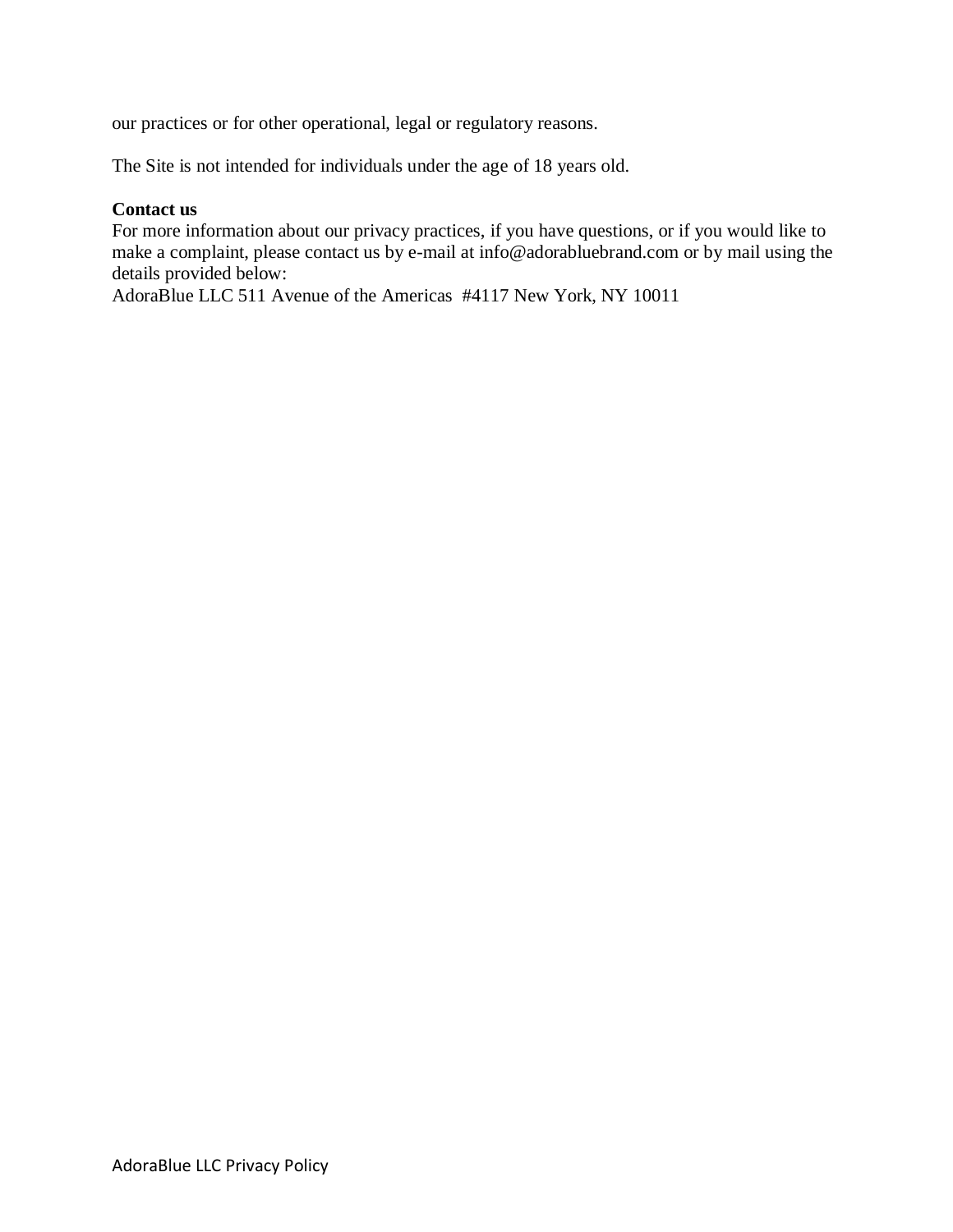our practices or for other operational, legal or regulatory reasons.

The Site is not intended for individuals under the age of 18 years old.

**Contact us**
For more information about our privacy practices, if you have questions, or if you would like to make a complaint, please contact us by e-mail at info@adorabluebrand.com or by mail using the details provided below:
AdoraBlue LLC 511 Avenue of the Americas #4117 New York, NY 10011